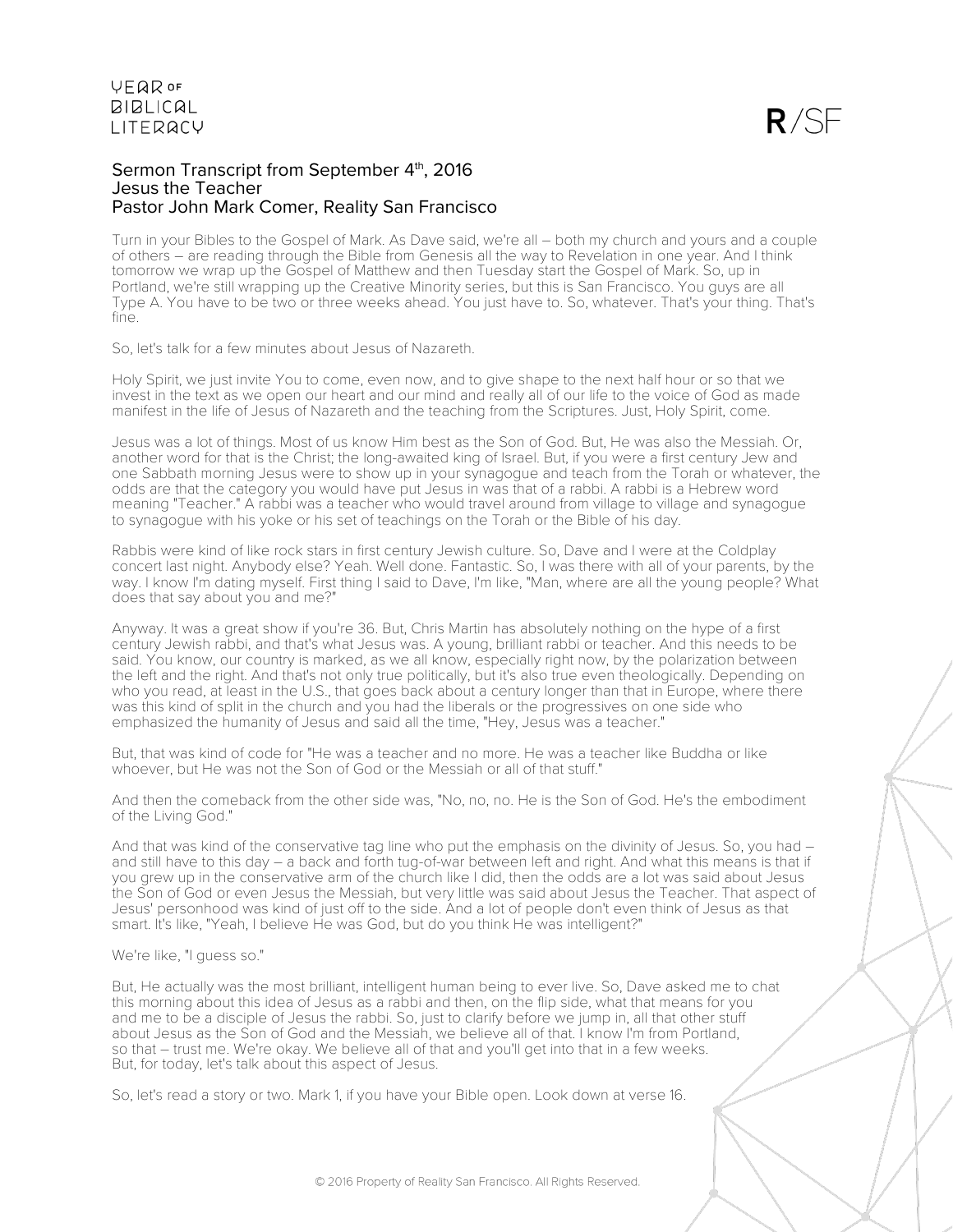# Sermon Transcript from September 4th, 2016
## Jesus the Teacher
### Pastor John Mark Comer, Reality San Francisco

Turn in your Bibles to the Gospel of Mark. As Dave said, we're all – both my church and yours and a couple of others – are reading through the Bible from Genesis all the way to Revelation in one year. And I think tomorrow we wrap up the Gospel of Matthew and then Tuesday start the Gospel of Mark. So, up in Portland, we're still wrapping up the Creative Minority series, but this is San Francisco. You guys are all Type A. You have to be two or three weeks ahead. You just have to. So, whatever. That's your thing. That's fine.

So, let's talk for a few minutes about Jesus of Nazareth.

Holy Spirit, we just invite You to come, even now, and to give shape to the next half hour or so that we invest in the text as we open our heart and our mind and really all of our life to the voice of God as made manifest in the life of Jesus of Nazareth and the teaching from the Scriptures. Just, Holy Spirit, come.

Jesus was a lot of things. Most of us know Him best as the Son of God. But, He was also the Messiah. Or, another word for that is the Christ; the long-awaited king of Israel. But, if you were a first century Jew and one Sabbath morning Jesus were to show up in your synagogue and teach from the Torah or whatever, the odds are that the category you would have put Jesus in was that of a rabbi. A rabbi is a Hebrew word meaning "Teacher." A rabbi was a teacher who would travel around from village to village and synagogue to synagogue with his yoke or his set of teachings on the Torah or the Bible of his day.

Rabbis were kind of like rock stars in first century Jewish culture. So, Dave and I were at the Coldplay concert last night. Anybody else? Yeah. Well done. Fantastic. So, I was there with all of your parents, by the way. I know I'm dating myself. First thing I said to Dave, I'm like, "Man, where are all the young people? What does that say about you and me?"

Anyway. It was a great show if you're 36. But, Chris Martin has absolutely nothing on the hype of a first century Jewish rabbi, and that's what Jesus was. A young, brilliant rabbi or teacher. And this needs to be said. You know, our country is marked, as we all know, especially right now, by the polarization between the left and the right. And that's not only true politically, but it's also true even theologically. Depending on who you read, at least in the U.S., that goes back about a century longer than that in Europe, where there was this kind of split in the church and you had the liberals or the progressives on one side who emphasized the humanity of Jesus and said all the time, "Hey, Jesus was a teacher."

But, that was kind of code for "He was a teacher and no more. He was a teacher like Buddha or like whoever, but He was not the Son of God or the Messiah or all of that stuff."

And then the comeback from the other side was, "No, no, no. He is the Son of God. He's the embodiment of the Living God."

And that was kind of the conservative tag line who put the emphasis on the divinity of Jesus. So, you had – and still have to this day – a back and forth tug-of-war between left and right. And what this means is that if you grew up in the conservative arm of the church like I did, then the odds are a lot was said about Jesus the Son of God or even Jesus the Messiah, but very little was said about Jesus the Teacher. That aspect of Jesus' personhood was kind of just off to the side. And a lot of people don't even think of Jesus as that smart. It's like, "Yeah, I believe He was God, but do you think He was intelligent?"

We're like, "I guess so."

But, He actually was the most brilliant, intelligent human being to ever live. So, Dave asked me to chat this morning about this idea of Jesus as a rabbi and then, on the flip side, what that means for you and me to be a disciple of Jesus the rabbi. So, just to clarify before we jump in, all that other stuff about Jesus as the Son of God and the Messiah, we believe all of that. I know I'm from Portland, so that – trust me. We're okay. We believe all of that and you'll get into that in a few weeks. But, for today, let's talk about this aspect of Jesus.

So, let's read a story or two. Mark 1, if you have your Bible open. Look down at verse 16.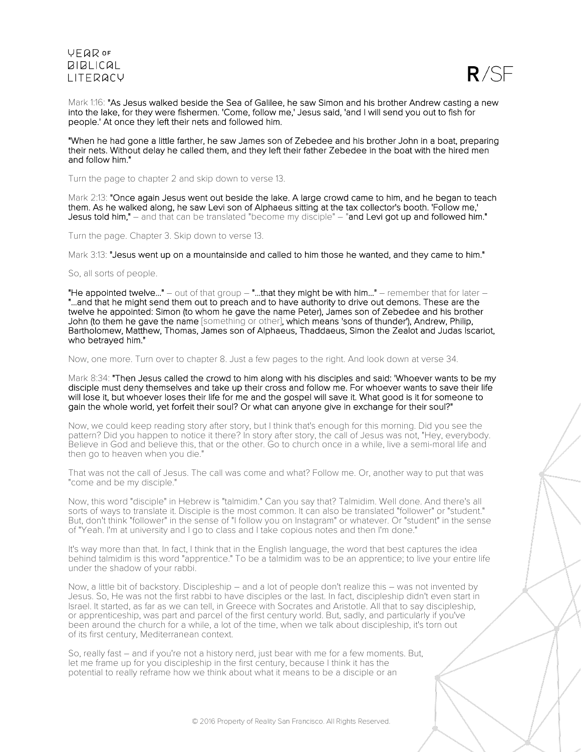Mark 1:16: "As Jesus walked beside the Sea of Galilee, he saw Simon and his brother Andrew casting a new into the lake, for they were fishermen. 'Come, follow me,' Jesus said, 'and I will send you out to fish for people.' At once they left their nets and followed him.

"When he had gone a little farther, he saw James son of Zebedee and his brother John in a boat, preparing their nets. Without delay he called them, and they left their father Zebedee in the boat with the hired men and follow him."

Turn the page to chapter 2 and skip down to verse 13.

Mark 2:13: "Once again Jesus went out beside the lake. A large crowd came to him, and he began to teach them. As he walked along, he saw Levi son of Alphaeus sitting at the tax collector's booth. 'Follow me,' Jesus told him," – and that can be translated "become my disciple" – "and Levi got up and followed him."

Turn the page. Chapter 3. Skip down to verse 13.

Mark 3:13: "Jesus went up on a mountainside and called to him those he wanted, and they came to him."

So, all sorts of people.

"He appointed twelve..." – out of that group – "...that they might be with him..." – remember that for later – "...and that he might send them out to preach and to have authority to drive out demons. These are the twelve he appointed: Simon (to whom he gave the name Peter), James son of Zebedee and his brother John (to them he gave the name [something or other], which means 'sons of thunder'), Andrew, Philip, Bartholomew, Matthew, Thomas, James son of Alphaeus, Thaddaeus, Simon the Zealot and Judas Iscariot, who betrayed him."

Now, one more. Turn over to chapter 8. Just a few pages to the right. And look down at verse 34.

Mark 8:34: "Then Jesus called the crowd to him along with his disciples and said: 'Whoever wants to be my disciple must deny themselves and take up their cross and follow me. For whoever wants to save their life will lose it, but whoever loses their life for me and the gospel will save it. What good is it for someone to gain the whole world, yet forfeit their soul? Or what can anyone give in exchange for their soul?"

Now, we could keep reading story after story, but I think that's enough for this morning. Did you see the pattern? Did you happen to notice it there? In story after story, the call of Jesus was not, "Hey, everybody. Believe in God and believe this, that or the other. Go to church once in a while, live a semi-moral life and then go to heaven when you die."

That was not the call of Jesus. The call was come and what? Follow me. Or, another way to put that was "come and be my disciple."

Now, this word "disciple" in Hebrew is "talmidim." Can you say that? Talmidim. Well done. And there's all sorts of ways to translate it. Disciple is the most common. It can also be translated "follower" or "student." But, don't think "follower" in the sense of "I follow you on Instagram" or whatever. Or "student" in the sense of "Yeah. I'm at university and I go to class and I take copious notes and then I'm done."

It's way more than that. In fact, I think that in the English language, the word that best captures the idea behind talmidim is this word "apprentice." To be a talmidim was to be an apprentice; to live your entire life under the shadow of your rabbi.

Now, a little bit of backstory. Discipleship – and a lot of people don't realize this – was not invented by Jesus. So, He was not the first rabbi to have disciples or the last. In fact, discipleship didn't even start in Israel. It started, as far as we can tell, in Greece with Socrates and Aristotle. All that to say discipleship, or apprenticeship, was part and parcel of the first century world. But, sadly, and particularly if you've been around the church for a while, a lot of the time, when we talk about discipleship, it's torn out of its first century, Mediterranean context.

So, really fast – and if you're not a history nerd, just bear with me for a few moments. But, let me frame up for you discipleship in the first century, because I think it has the potential to really reframe how we think about what it means to be a disciple or an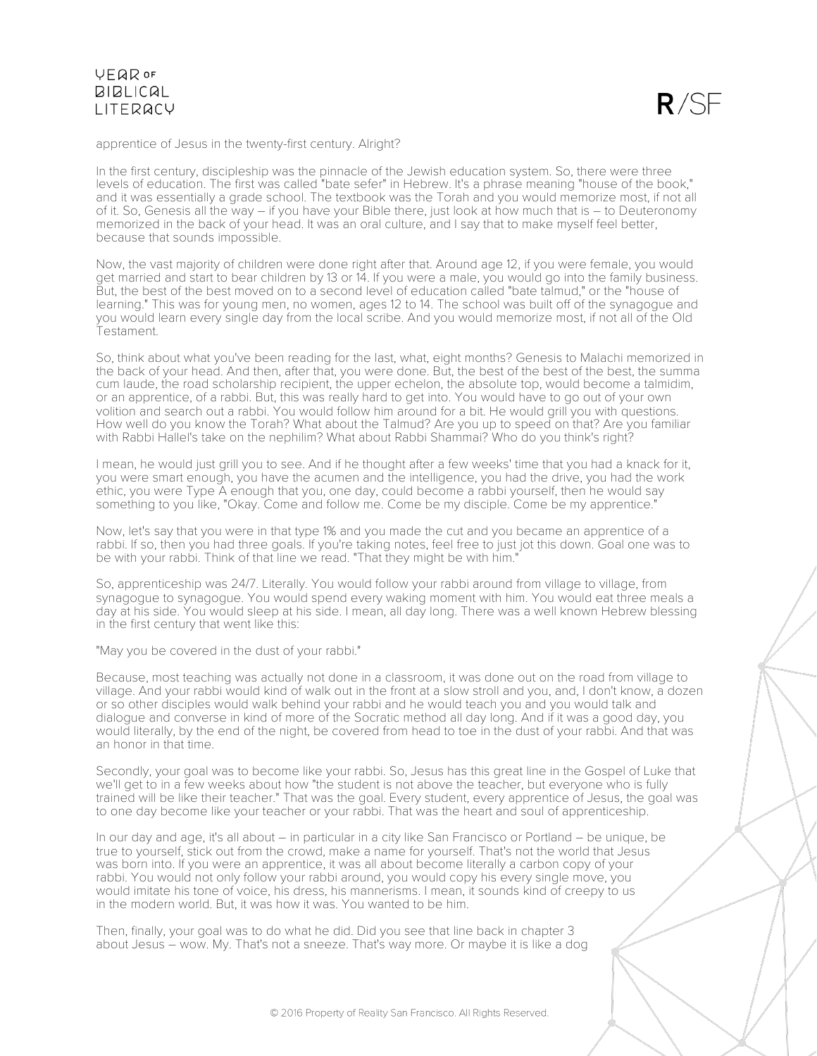apprentice of Jesus in the twenty-first century. Alright?

In the first century, discipleship was the pinnacle of the Jewish education system. So, there were three levels of education. The first was called "bate sefer" in Hebrew. It's a phrase meaning "house of the book," and it was essentially a grade school. The textbook was the Torah and you would memorize most, if not all of it. So, Genesis all the way – if you have your Bible there, just look at how much that is – to Deuteronomy memorized in the back of your head. It was an oral culture, and I say that to make myself feel better, because that sounds impossible.

Now, the vast majority of children were done right after that. Around age 12, if you were female, you would get married and start to bear children by 13 or 14. If you were a male, you would go into the family business. But, the best of the best moved on to a second level of education called "bate talmud," or the "house of learning." This was for young men, no women, ages 12 to 14. The school was built off of the synagogue and you would learn every single day from the local scribe. And you would memorize most, if not all of the Old Testament.

So, think about what you've been reading for the last, what, eight months? Genesis to Malachi memorized in the back of your head. And then, after that, you were done. But, the best of the best of the best, the summa cum laude, the road scholarship recipient, the upper echelon, the absolute top, would become a talmidim, or an apprentice, of a rabbi. But, this was really hard to get into. You would have to go out of your own volition and search out a rabbi. You would follow him around for a bit. He would grill you with questions. How well do you know the Torah? What about the Talmud? Are you up to speed on that? Are you familiar with Rabbi Hallel's take on the nephilim? What about Rabbi Shammai? Who do you think's right?

I mean, he would just grill you to see. And if he thought after a few weeks' time that you had a knack for it, you were smart enough, you have the acumen and the intelligence, you had the drive, you had the work ethic, you were Type A enough that you, one day, could become a rabbi yourself, then he would say something to you like, "Okay. Come and follow me. Come be my disciple. Come be my apprentice."

Now, let's say that you were in that type 1% and you made the cut and you became an apprentice of a rabbi. If so, then you had three goals. If you're taking notes, feel free to just jot this down. Goal one was to be with your rabbi. Think of that line we read. "That they might be with him."

So, apprenticeship was 24/7. Literally. You would follow your rabbi around from village to village, from synagogue to synagogue. You would spend every waking moment with him. You would eat three meals a day at his side. You would sleep at his side. I mean, all day long. There was a well known Hebrew blessing in the first century that went like this:

"May you be covered in the dust of your rabbi."

Because, most teaching was actually not done in a classroom, it was done out on the road from village to village. And your rabbi would kind of walk out in the front at a slow stroll and you, and, I don't know, a dozen or so other disciples would walk behind your rabbi and he would teach you and you would talk and dialogue and converse in kind of more of the Socratic method all day long. And if it was a good day, you would literally, by the end of the night, be covered from head to toe in the dust of your rabbi. And that was an honor in that time.

Secondly, your goal was to become like your rabbi. So, Jesus has this great line in the Gospel of Luke that we'll get to in a few weeks about how "the student is not above the teacher, but everyone who is fully trained will be like their teacher." That was the goal. Every student, every apprentice of Jesus, the goal was to one day become like your teacher or your rabbi. That was the heart and soul of apprenticeship.

In our day and age, it's all about – in particular in a city like San Francisco or Portland – be unique, be true to yourself, stick out from the crowd, make a name for yourself. That's not the world that Jesus was born into. If you were an apprentice, it was all about become literally a carbon copy of your rabbi. You would not only follow your rabbi around, you would copy his every single move, you would imitate his tone of voice, his dress, his mannerisms. I mean, it sounds kind of creepy to us in the modern world. But, it was how it was. You wanted to be him.

Then, finally, your goal was to do what he did. Did you see that line back in chapter 3 about Jesus – wow. My. That's not a sneeze. That's way more. Or maybe it is like a dog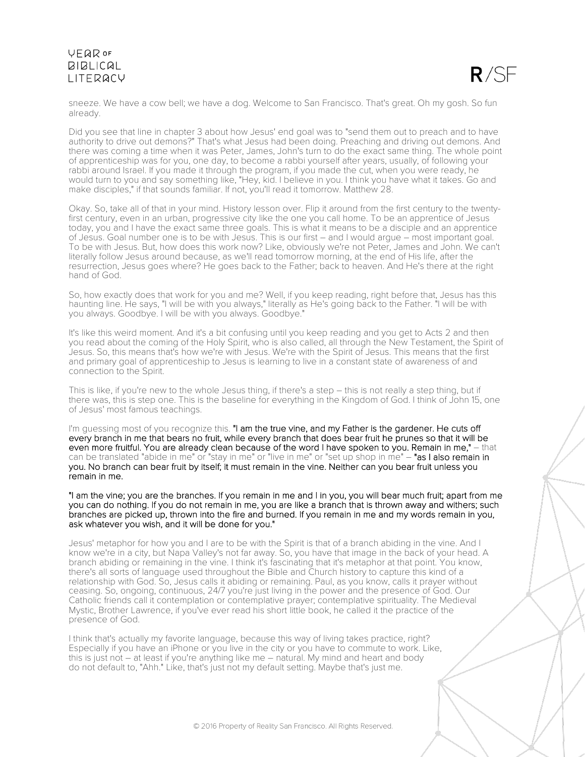sneeze. We have a cow bell; we have a dog. Welcome to San Francisco. That's great. Oh my gosh. So fun already.

Did you see that line in chapter 3 about how Jesus' end goal was to "send them out to preach and to have authority to drive out demons?" That's what Jesus had been doing. Preaching and driving out demons. And there was coming a time when it was Peter, James, John's turn to do the exact same thing. The whole point of apprenticeship was for you, one day, to become a rabbi yourself after years, usually, of following your rabbi around Israel. If you made it through the program, if you made the cut, when you were ready, he would turn to you and say something like, "Hey, kid. I believe in you. I think you have what it takes. Go and make disciples," if that sounds familiar. If not, you'll read it tomorrow. Matthew 28.

Okay. So, take all of that in your mind. History lesson over. Flip it around from the first century to the twenty-first century, even in an urban, progressive city like the one you call home. To be an apprentice of Jesus today, you and I have the exact same three goals. This is what it means to be a disciple and an apprentice of Jesus. Goal number one is to be with Jesus. This is our first – and I would argue – most important goal. To be with Jesus. But, how does this work now? Like, obviously we're not Peter, James and John. We can't literally follow Jesus around because, as we'll read tomorrow morning, at the end of His life, after the resurrection, Jesus goes where? He goes back to the Father; back to heaven. And He's there at the right hand of God.

So, how exactly does that work for you and me? Well, if you keep reading, right before that, Jesus has this haunting line. He says, "I will be with you always," literally as He's going back to the Father. "I will be with you always. Goodbye. I will be with you always. Goodbye."

It's like this weird moment. And it's a bit confusing until you keep reading and you get to Acts 2 and then you read about the coming of the Holy Spirit, who is also called, all through the New Testament, the Spirit of Jesus. So, this means that's how we're with Jesus. We're with the Spirit of Jesus. This means that the first and primary goal of apprenticeship to Jesus is learning to live in a constant state of awareness of and connection to the Spirit.

This is like, if you're new to the whole Jesus thing, if there's a step – this is not really a step thing, but if there was, this is step one. This is the baseline for everything in the Kingdom of God. I think of John 15, one of Jesus' most famous teachings.

I'm guessing most of you recognize this. **"I am the true vine, and my Father is the gardener. He cuts off every branch in me that bears no fruit, while every branch that does bear fruit he prunes so that it will be even more fruitful. You are already clean because of the word I have spoken to you. Remain in me,"** – that can be translated "abide in me" or "stay in me" or "live in me" or "set up shop in me" – **"as I also remain in you. No branch can bear fruit by itself; it must remain in the vine. Neither can you bear fruit unless you remain in me.**

**"I am the vine; you are the branches. If you remain in me and I in you, you will bear much fruit; apart from me you can do nothing. If you do not remain in me, you are like a branch that is thrown away and withers; such branches are picked up, thrown into the fire and burned. If you remain in me and my words remain in you, ask whatever you wish, and it will be done for you."**

Jesus' metaphor for how you and I are to be with the Spirit is that of a branch abiding in the vine. And I know we're in a city, but Napa Valley's not far away. So, you have that image in the back of your head. A branch abiding or remaining in the vine. I think it's fascinating that it's metaphor at that point. You know, there's all sorts of language used throughout the Bible and Church history to capture this kind of a relationship with God. So, Jesus calls it abiding or remaining. Paul, as you know, calls it prayer without ceasing. So, ongoing, continuous, 24/7 you're just living in the power and the presence of God. Our Catholic friends call it contemplation or contemplative prayer; contemplative spirituality. The Medieval Mystic, Brother Lawrence, if you've ever read his short little book, he called it the practice of the presence of God.

I think that's actually my favorite language, because this way of living takes practice, right? Especially if you have an iPhone or you live in the city or you have to commute to work. Like, this is just not – at least if you're anything like me – natural. My mind and heart and body do not default to, "Ahh." Like, that's just not my default setting. Maybe that's just me.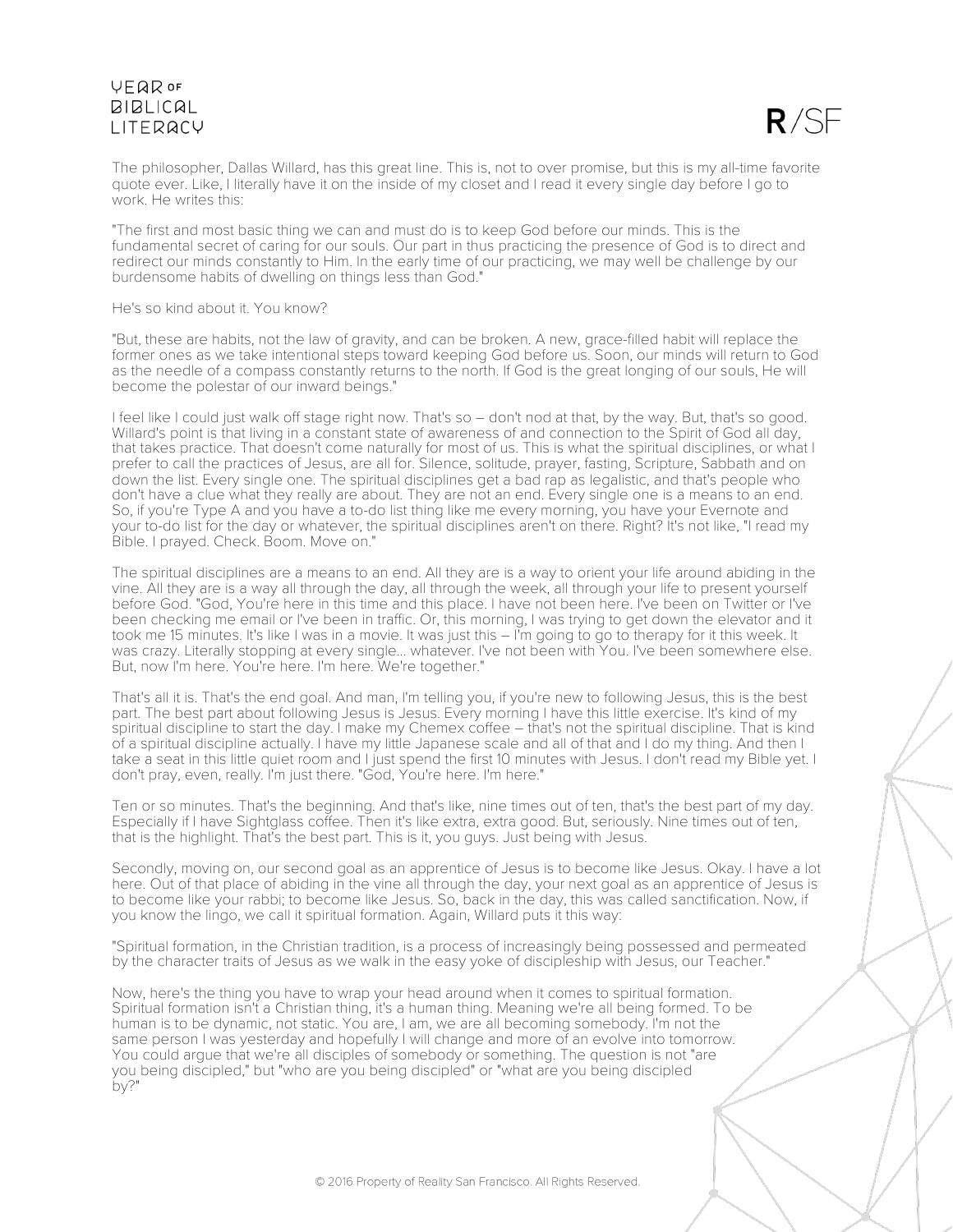The philosopher, Dallas Willard, has this great line. This is, not to over promise, but this is my all-time favorite quote ever. Like, I literally have it on the inside of my closet and I read it every single day before I go to work. He writes this:

"The first and most basic thing we can and must do is to keep God before our minds. This is the fundamental secret of caring for our souls. Our part in thus practicing the presence of God is to direct and redirect our minds constantly to Him. In the early time of our practicing, we may well be challenge by our burdensome habits of dwelling on things less than God."

He's so kind about it. You know?

"But, these are habits, not the law of gravity, and can be broken. A new, grace-filled habit will replace the former ones as we take intentional steps toward keeping God before us. Soon, our minds will return to God as the needle of a compass constantly returns to the north. If God is the great longing of our souls, He will become the polestar of our inward beings."

I feel like I could just walk off stage right now. That's so – don't nod at that, by the way. But, that's so good. Willard's point is that living in a constant state of awareness of and connection to the Spirit of God all day, that takes practice. That doesn't come naturally for most of us. This is what the spiritual disciplines, or what I prefer to call the practices of Jesus, are all for. Silence, solitude, prayer, fasting, Scripture, Sabbath and on down the list. Every single one. The spiritual disciplines get a bad rap as legalistic, and that's people who don't have a clue what they really are about. They are not an end. Every single one is a means to an end. So, if you're Type A and you have a to-do list thing like me every morning, you have your Evernote and your to-do list for the day or whatever, the spiritual disciplines aren't on there. Right? It's not like, "I read my Bible. I prayed. Check. Boom. Move on."

The spiritual disciplines are a means to an end. All they are is a way to orient your life around abiding in the vine. All they are is a way all through the day, all through the week, all through your life to present yourself before God. "God, You're here in this time and this place. I have not been here. I've been on Twitter or I've been checking me email or I've been in traffic. Or, this morning, I was trying to get down the elevator and it took me 15 minutes. It's like I was in a movie. It was just this – I'm going to go to therapy for it this week. It was crazy. Literally stopping at every single... whatever. I've not been with You. I've been somewhere else. But, now I'm here. You're here. I'm here. We're together."

That's all it is. That's the end goal. And man, I'm telling you, if you're new to following Jesus, this is the best part. The best part about following Jesus is Jesus. Every morning I have this little exercise. It's kind of my spiritual discipline to start the day. I make my Chemex coffee – that's not the spiritual discipline. That is kind of a spiritual discipline actually. I have my little Japanese scale and all of that and I do my thing. And then I take a seat in this little quiet room and I just spend the first 10 minutes with Jesus. I don't read my Bible yet. I don't pray, even, really. I'm just there. "God, You're here. I'm here."

Ten or so minutes. That's the beginning. And that's like, nine times out of ten, that's the best part of my day. Especially if I have Sightglass coffee. Then it's like extra, extra good. But, seriously. Nine times out of ten, that is the highlight. That's the best part. This is it, you guys. Just being with Jesus.

Secondly, moving on, our second goal as an apprentice of Jesus is to become like Jesus. Okay. I have a lot here. Out of that place of abiding in the vine all through the day, your next goal as an apprentice of Jesus is to become like your rabbi; to become like Jesus. So, back in the day, this was called sanctification. Now, if you know the lingo, we call it spiritual formation. Again, Willard puts it this way:

"Spiritual formation, in the Christian tradition, is a process of increasingly being possessed and permeated by the character traits of Jesus as we walk in the easy yoke of discipleship with Jesus, our Teacher."

Now, here's the thing you have to wrap your head around when it comes to spiritual formation. Spiritual formation isn't a Christian thing, it's a human thing. Meaning we're all being formed. To be human is to be dynamic, not static. You are, I am, we are all becoming somebody. I'm not the same person I was yesterday and hopefully I will change and more of an evolve into tomorrow. You could argue that we're all disciples of somebody or something. The question is not "are you being discipled," but "who are you being discipled" or "what are you being discipled by?"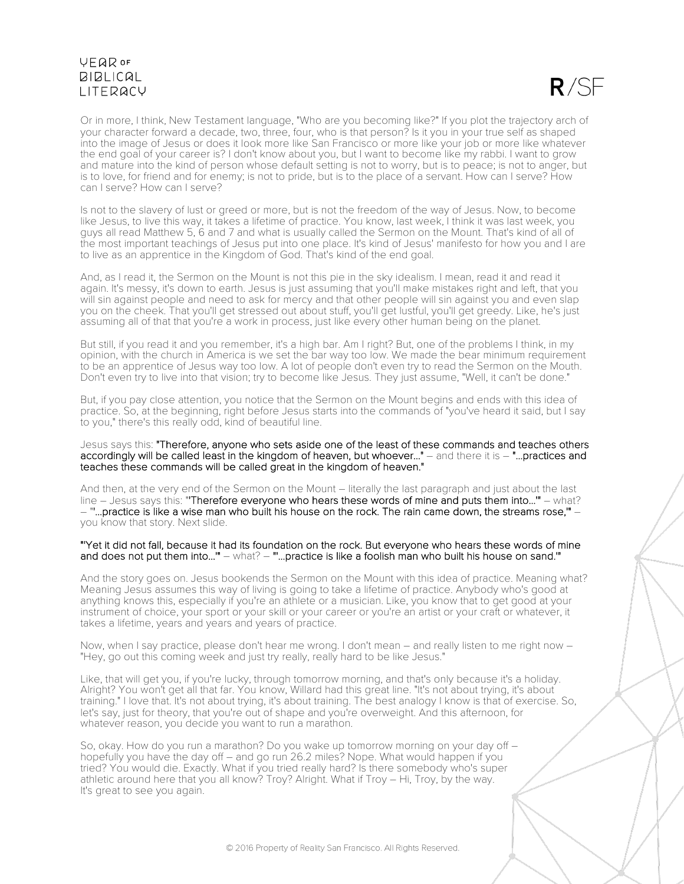Or in more, I think, New Testament language, "Who are you becoming like?" If you plot the trajectory arch of your character forward a decade, two, three, four, who is that person? Is it you in your true self as shaped into the image of Jesus or does it look more like San Francisco or more like your job or more like whatever the end goal of your career is? I don't know about you, but I want to become like my rabbi. I want to grow and mature into the kind of person whose default setting is not to worry, but is to peace; is not to anger, but is to love, for friend and for enemy; is not to pride, but is to the place of a servant. How can I serve? How can I serve? How can I serve?

Is not to the slavery of lust or greed or more, but is not the freedom of the way of Jesus. Now, to become like Jesus, to live this way, it takes a lifetime of practice. You know, last week, I think it was last week, you guys all read Matthew 5, 6 and 7 and what is usually called the Sermon on the Mount. That's kind of all of the most important teachings of Jesus put into one place. It's kind of Jesus' manifesto for how you and I are to live as an apprentice in the Kingdom of God. That's kind of the end goal.

And, as I read it, the Sermon on the Mount is not this pie in the sky idealism. I mean, read it and read it again. It's messy, it's down to earth. Jesus is just assuming that you'll make mistakes right and left, that you will sin against people and need to ask for mercy and that other people will sin against you and even slap you on the cheek. That you'll get stressed out about stuff, you'll get lustful, you'll get greedy. Like, he's just assuming all of that that you're a work in process, just like every other human being on the planet.

But still, if you read it and you remember, it's a high bar. Am I right? But, one of the problems I think, in my opinion, with the church in America is we set the bar way too low. We made the bear minimum requirement to be an apprentice of Jesus way too low. A lot of people don't even try to read the Sermon on the Mouth. Don't even try to live into that vision; try to become like Jesus. They just assume, "Well, it can't be done."

But, if you pay close attention, you notice that the Sermon on the Mount begins and ends with this idea of practice. So, at the beginning, right before Jesus starts into the commands of "you've heard it said, but I say to you," there's this really odd, kind of beautiful line.

Jesus says this: **"Therefore, anyone who sets aside one of the least of these commands and teaches others accordingly will be called least in the kingdom of heaven, but whoever..."** – and there it is – **"...practices and teaches these commands will be called great in the kingdom of heaven."**

And then, at the very end of the Sermon on the Mount – literally the last paragraph and just about the last line – Jesus says this: **"'Therefore everyone who hears these words of mine and puts them into...'"** – what? – **"'...practice is like a wise man who built his house on the rock. The rain came down, the streams rose,'"** – you know that story. Next slide.

**"'Yet it did not fall, because it had its foundation on the rock. But everyone who hears these words of mine and does not put them into...'"** – what? – **"'...practice is like a foolish man who built his house on sand.'"**

And the story goes on. Jesus bookends the Sermon on the Mount with this idea of practice. Meaning what? Meaning Jesus assumes this way of living is going to take a lifetime of practice. Anybody who's good at anything knows this, especially if you're an athlete or a musician. Like, you know that to get good at your instrument of choice, your sport or your skill or your career or you're an artist or your craft or whatever, it takes a lifetime, years and years and years of practice.

Now, when I say practice, please don't hear me wrong. I don't mean – and really listen to me right now – "Hey, go out this coming week and just try really, really hard to be like Jesus."

Like, that will get you, if you're lucky, through tomorrow morning, and that's only because it's a holiday. Alright? You won't get all that far. You know, Willard had this great line. "It's not about trying, it's about training." I love that. It's not about trying, it's about training. The best analogy I know is that of exercise. So, let's say, just for theory, that you're out of shape and you're overweight. And this afternoon, for whatever reason, you decide you want to run a marathon.

So, okay. How do you run a marathon? Do you wake up tomorrow morning on your day off – hopefully you have the day off – and go run 26.2 miles? Nope. What would happen if you tried? You would die. Exactly. What if you tried really hard? Is there somebody who's super athletic around here that you all know? Troy? Alright. What if Troy – Hi, Troy, by the way. It's great to see you again.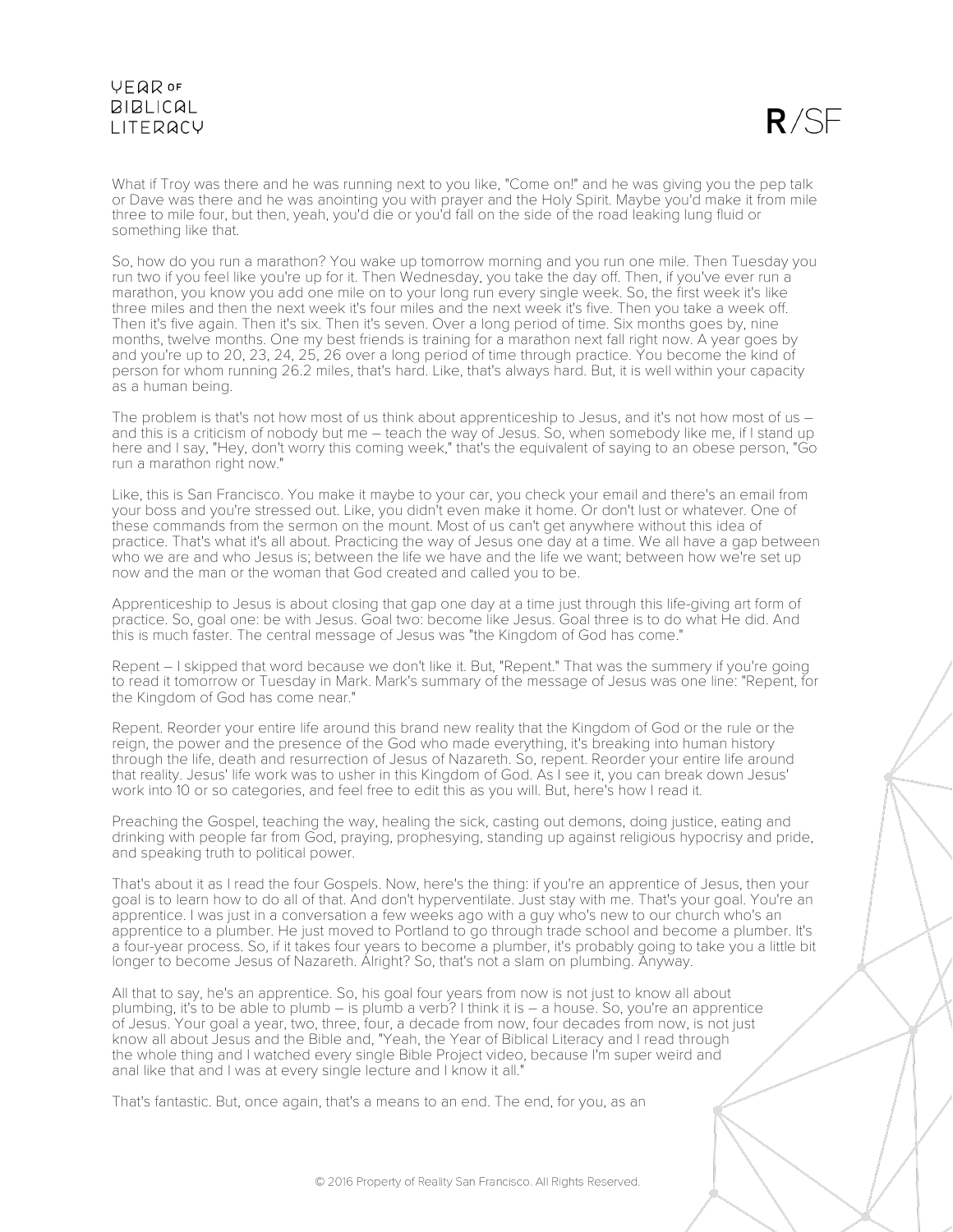What if Troy was there and he was running next to you like, "Come on!" and he was giving you the pep talk or Dave was there and he was anointing you with prayer and the Holy Spirit. Maybe you'd make it from mile three to mile four, but then, yeah, you'd die or you'd fall on the side of the road leaking lung fluid or something like that.

So, how do you run a marathon? You wake up tomorrow morning and you run one mile. Then Tuesday you run two if you feel like you're up for it. Then Wednesday, you take the day off. Then, if you've ever run a marathon, you know you add one mile on to your long run every single week. So, the first week it's like three miles and then the next week it's four miles and the next week it's five. Then you take a week off. Then it's five again. Then it's six. Then it's seven. Over a long period of time. Six months goes by, nine months, twelve months. One my best friends is training for a marathon next fall right now. A year goes by and you're up to 20, 23, 24, 25, 26 over a long period of time through practice. You become the kind of person for whom running 26.2 miles, that's hard. Like, that's always hard. But, it is well within your capacity as a human being.

The problem is that's not how most of us think about apprenticeship to Jesus, and it's not how most of us – and this is a criticism of nobody but me – teach the way of Jesus. So, when somebody like me, if I stand up here and I say, "Hey, don't worry this coming week," that's the equivalent of saying to an obese person, "Go run a marathon right now."

Like, this is San Francisco. You make it maybe to your car, you check your email and there's an email from your boss and you're stressed out. Like, you didn't even make it home. Or don't lust or whatever. One of these commands from the sermon on the mount. Most of us can't get anywhere without this idea of practice. That's what it's all about. Practicing the way of Jesus one day at a time. We all have a gap between who we are and who Jesus is; between the life we have and the life we want; between how we're set up now and the man or the woman that God created and called you to be.

Apprenticeship to Jesus is about closing that gap one day at a time just through this life-giving art form of practice. So, goal one: be with Jesus. Goal two: become like Jesus. Goal three is to do what He did. And this is much faster. The central message of Jesus was "the Kingdom of God has come."

Repent – I skipped that word because we don't like it. But, "Repent." That was the summery if you're going to read it tomorrow or Tuesday in Mark. Mark's summary of the message of Jesus was one line: "Repent, for the Kingdom of God has come near."

Repent. Reorder your entire life around this brand new reality that the Kingdom of God or the rule or the reign, the power and the presence of the God who made everything, it's breaking into human history through the life, death and resurrection of Jesus of Nazareth. So, repent. Reorder your entire life around that reality. Jesus' life work was to usher in this Kingdom of God. As I see it, you can break down Jesus' work into 10 or so categories, and feel free to edit this as you will. But, here's how I read it.

Preaching the Gospel, teaching the way, healing the sick, casting out demons, doing justice, eating and drinking with people far from God, praying, prophesying, standing up against religious hypocrisy and pride, and speaking truth to political power.

That's about it as I read the four Gospels. Now, here's the thing: if you're an apprentice of Jesus, then your goal is to learn how to do all of that. And don't hyperventilate. Just stay with me. That's your goal. You're an apprentice. I was just in a conversation a few weeks ago with a guy who's new to our church who's an apprentice to a plumber. He just moved to Portland to go through trade school and become a plumber. It's a four-year process. So, if it takes four years to become a plumber, it's probably going to take you a little bit longer to become Jesus of Nazareth. Alright? So, that's not a slam on plumbing. Anyway.

All that to say, he's an apprentice. So, his goal four years from now is not just to know all about plumbing, it's to be able to plumb – is plumb a verb? I think it is – a house. So, you're an apprentice of Jesus. Your goal a year, two, three, four, a decade from now, four decades from now, is not just know all about Jesus and the Bible and, "Yeah, the Year of Biblical Literacy and I read through the whole thing and I watched every single Bible Project video, because I'm super weird and anal like that and I was at every single lecture and I know it all."

That's fantastic. But, once again, that's a means to an end. The end, for you, as an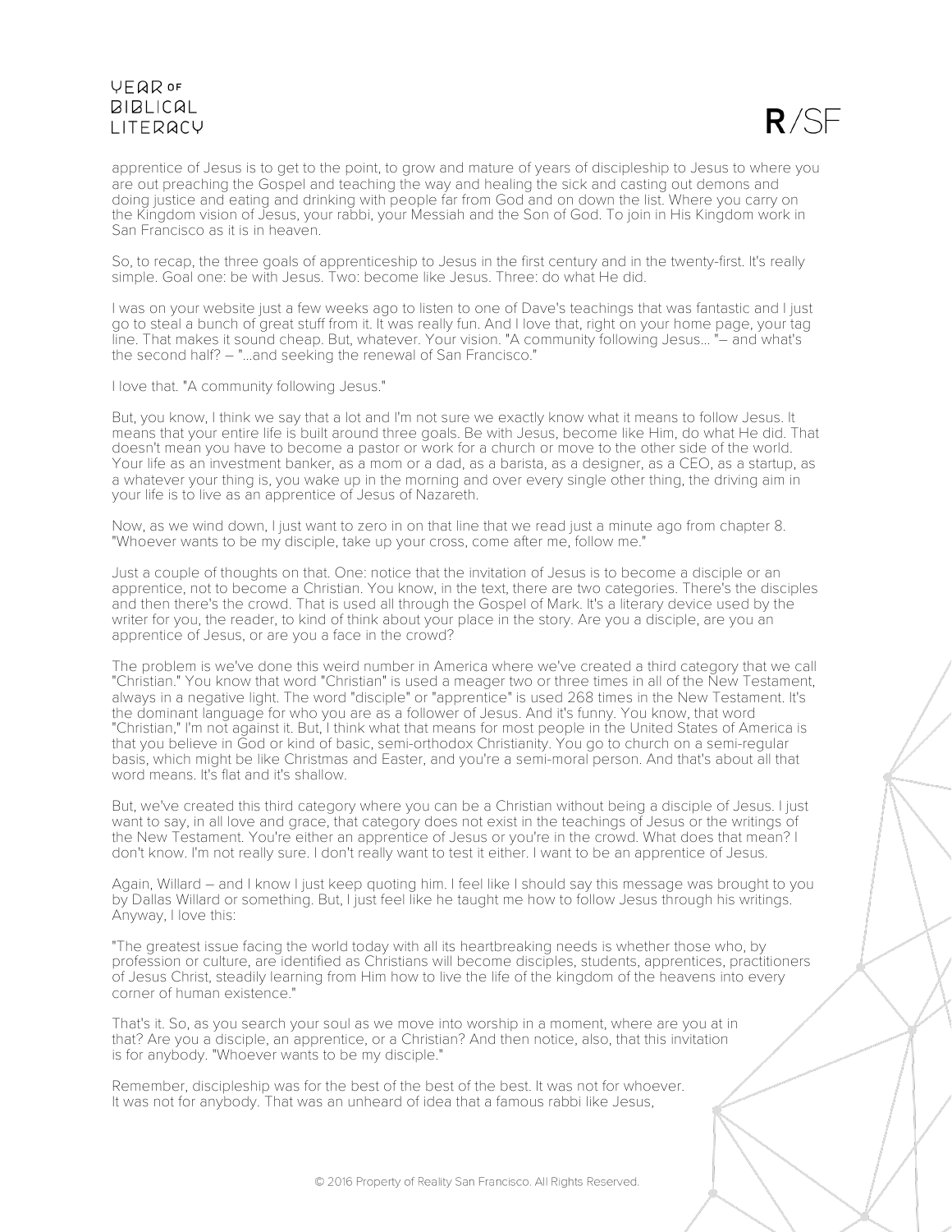apprentice of Jesus is to get to the point, to grow and mature of years of discipleship to Jesus to where you are out preaching the Gospel and teaching the way and healing the sick and casting out demons and doing justice and eating and drinking with people far from God and on down the list. Where you carry on the Kingdom vision of Jesus, your rabbi, your Messiah and the Son of God. To join in His Kingdom work in San Francisco as it is in heaven.

So, to recap, the three goals of apprenticeship to Jesus in the first century and in the twenty-first. It's really simple. Goal one: be with Jesus. Two: become like Jesus. Three: do what He did.

I was on your website just a few weeks ago to listen to one of Dave's teachings that was fantastic and I just go to steal a bunch of great stuff from it. It was really fun. And I love that, right on your home page, your tag line. That makes it sound cheap. But, whatever. Your vision. "A community following Jesus… "– and what's the second half? – "…and seeking the renewal of San Francisco."

I love that. "A community following Jesus."

But, you know, I think we say that a lot and I'm not sure we exactly know what it means to follow Jesus. It means that your entire life is built around three goals. Be with Jesus, become like Him, do what He did. That doesn't mean you have to become a pastor or work for a church or move to the other side of the world. Your life as an investment banker, as a mom or a dad, as a barista, as a designer, as a CEO, as a startup, as a whatever your thing is, you wake up in the morning and over every single other thing, the driving aim in your life is to live as an apprentice of Jesus of Nazareth.

Now, as we wind down, I just want to zero in on that line that we read just a minute ago from chapter 8. "Whoever wants to be my disciple, take up your cross, come after me, follow me."

Just a couple of thoughts on that. One: notice that the invitation of Jesus is to become a disciple or an apprentice, not to become a Christian. You know, in the text, there are two categories. There's the disciples and then there's the crowd. That is used all through the Gospel of Mark. It's a literary device used by the writer for you, the reader, to kind of think about your place in the story. Are you a disciple, are you an apprentice of Jesus, or are you a face in the crowd?

The problem is we've done this weird number in America where we've created a third category that we call "Christian." You know that word "Christian" is used a meager two or three times in all of the New Testament, always in a negative light. The word "disciple" or "apprentice" is used 268 times in the New Testament. It's the dominant language for who you are as a follower of Jesus. And it's funny. You know, that word "Christian," I'm not against it. But, I think what that means for most people in the United States of America is that you believe in God or kind of basic, semi-orthodox Christianity. You go to church on a semi-regular basis, which might be like Christmas and Easter, and you're a semi-moral person. And that's about all that word means. It's flat and it's shallow.

But, we've created this third category where you can be a Christian without being a disciple of Jesus. I just want to say, in all love and grace, that category does not exist in the teachings of Jesus or the writings of the New Testament. You're either an apprentice of Jesus or you're in the crowd. What does that mean? I don't know. I'm not really sure. I don't really want to test it either. I want to be an apprentice of Jesus.

Again, Willard – and I know I just keep quoting him. I feel like I should say this message was brought to you by Dallas Willard or something. But, I just feel like he taught me how to follow Jesus through his writings. Anyway, I love this:

"The greatest issue facing the world today with all its heartbreaking needs is whether those who, by profession or culture, are identified as Christians will become disciples, students, apprentices, practitioners of Jesus Christ, steadily learning from Him how to live the life of the kingdom of the heavens into every corner of human existence."

That's it. So, as you search your soul as we move into worship in a moment, where are you at in that? Are you a disciple, an apprentice, or a Christian? And then notice, also, that this invitation is for anybody. "Whoever wants to be my disciple."

Remember, discipleship was for the best of the best of the best. It was not for whoever. It was not for anybody. That was an unheard of idea that a famous rabbi like Jesus,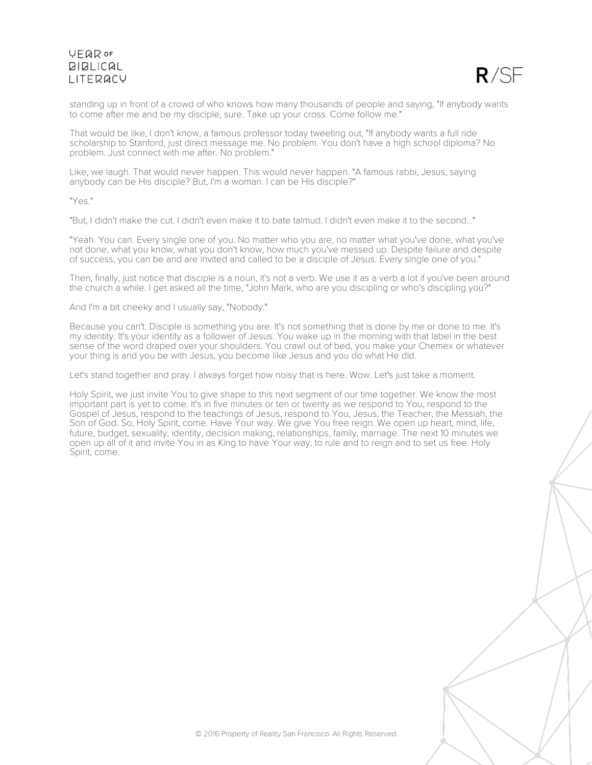standing up in front of a crowd of who knows how many thousands of people and saying, "If anybody wants to come after me and be my disciple, sure. Take up your cross. Come follow me."

That would be like, I don't know, a famous professor today tweeting out, "If anybody wants a full ride scholarship to Stanford, just direct message me. No problem. You don't have a high school diploma? No problem. Just connect with me after. No problem."

Like, we laugh. That would never happen. This would never happen. "A famous rabbi, Jesus, saying anybody can be His disciple? But, I'm a woman. I can be His disciple?"

"Yes."

"But, I didn't make the cut. I didn't even make it to bate talmud. I didn't even make it to the second..."

"Yeah. You can. Every single one of you. No matter who you are, no matter what you've done, what you've not done, what you know, what you don't know, how much you've messed up. Despite failure and despite of success, you can be and are invited and called to be a disciple of Jesus. Every single one of you."

Then, finally, just notice that disciple is a noun, it's not a verb. We use it as a verb a lot if you've been around the church a while. I get asked all the time, "John Mark, who are you discipling or who's discipling you?"

And I'm a bit cheeky and I usually say, "Nobody."

Because you can't. Disciple is something you are. It's not something that is done by me or done to me. It's my identity. It's your identity as a follower of Jesus. You wake up in the morning with that label in the best sense of the word draped over your shoulders. You crawl out of bed, you make your Chemex or whatever your thing is and you be with Jesus, you become like Jesus and you do what He did.

Let's stand together and pray. I always forget how noisy that is here. Wow. Let's just take a moment.

Holy Spirit, we just invite You to give shape to this next segment of our time together. We know the most important part is yet to come. It's in five minutes or ten or twenty as we respond to You, respond to the Gospel of Jesus, respond to the teachings of Jesus, respond to You, Jesus, the Teacher, the Messiah, the Son of God. So, Holy Spirit, come. Have Your way. We give You free reign. We open up heart, mind, life, future, budget, sexuality, identity, decision making, relationships, family, marriage. The next 10 minutes we open up all of it and invite You in as King to have Your way; to rule and to reign and to set us free. Holy Spirit, come.